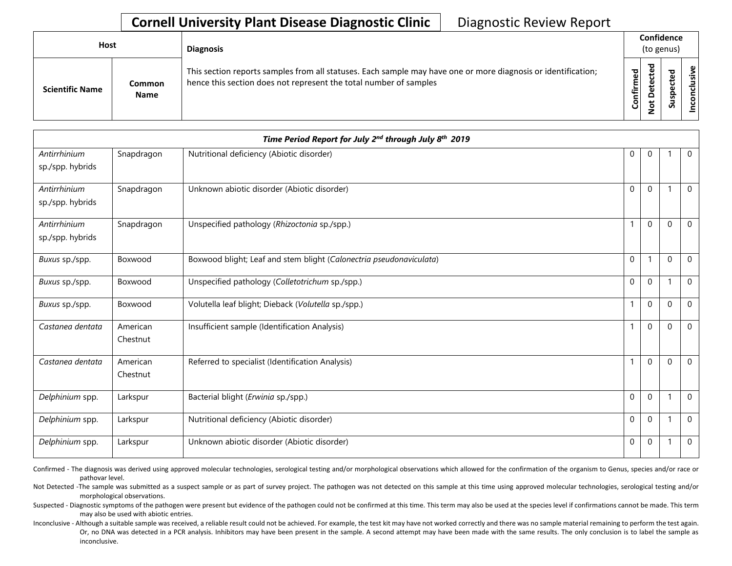# Cornell University Plant Disease Diagnostic Clinic — Diagnostic Review Report

| Host | | Diagnosis | Confidence (to genus) | | | |
|---|---|---|---|---|---|---|
| Scientific Name | Common Name | This section reports samples from all statuses. Each sample may have one or more diagnosis or identification; hence this section does not represent the total number of samples | Confirmed | Not Detected | Suspected | Inconclusive |
| ***Time Period Report for July 2nd through July 8th 2019*** | | | | | | |
| *Antirrhinium* sp./spp. hybrids | Snapdragon | Nutritional deficiency (Abiotic disorder) | 0 | 0 | 1 | 0 |
| *Antirrhinium* sp./spp. hybrids | Snapdragon | Unknown abiotic disorder (Abiotic disorder) | 0 | 0 | 1 | 0 |
| *Antirrhinium* sp./spp. hybrids | Snapdragon | Unspecified pathology (*Rhizoctonia* sp./spp.) | 1 | 0 | 0 | 0 |
| *Buxus* sp./spp. | Boxwood | Boxwood blight; Leaf and stem blight (*Calonectria pseudonaviculata*) | 0 | 1 | 0 | 0 |
| *Buxus* sp./spp. | Boxwood | Unspecified pathology (*Colletotrichum* sp./spp.) | 0 | 0 | 1 | 0 |
| *Buxus* sp./spp. | Boxwood | Volutella leaf blight; Dieback (*Volutella* sp./spp.) | 1 | 0 | 0 | 0 |
| *Castanea dentata* | American Chestnut | Insufficient sample (Identification Analysis) | 1 | 0 | 0 | 0 |
| *Castanea dentata* | American Chestnut | Referred to specialist (Identification Analysis) | 1 | 0 | 0 | 0 |
| *Delphinium* spp. | Larkspur | Bacterial blight (*Erwinia* sp./spp.) | 0 | 0 | 1 | 0 |
| *Delphinium* spp. | Larkspur | Nutritional deficiency (Abiotic disorder) | 0 | 0 | 1 | 0 |
| *Delphinium* spp. | Larkspur | Unknown abiotic disorder (Abiotic disorder) | 0 | 0 | 1 | 0 |

Confirmed - The diagnosis was derived using approved molecular technologies, serological testing and/or morphological observations which allowed for the confirmation of the organism to Genus, species and/or race or pathovar level.

Not Detected -The sample was submitted as a suspect sample or as part of survey project. The pathogen was not detected on this sample at this time using approved molecular technologies, serological testing and/or morphological observations.

Suspected - Diagnostic symptoms of the pathogen were present but evidence of the pathogen could not be confirmed at this time. This term may also be used at the species level if confirmations cannot be made. This term may also be used with abiotic entries.

Inconclusive - Although a suitable sample was received, a reliable result could not be achieved. For example, the test kit may have not worked correctly and there was no sample material remaining to perform the test again. Or, no DNA was detected in a PCR analysis. Inhibitors may have been present in the sample. A second attempt may have been made with the same results. The only conclusion is to label the sample as inconclusive.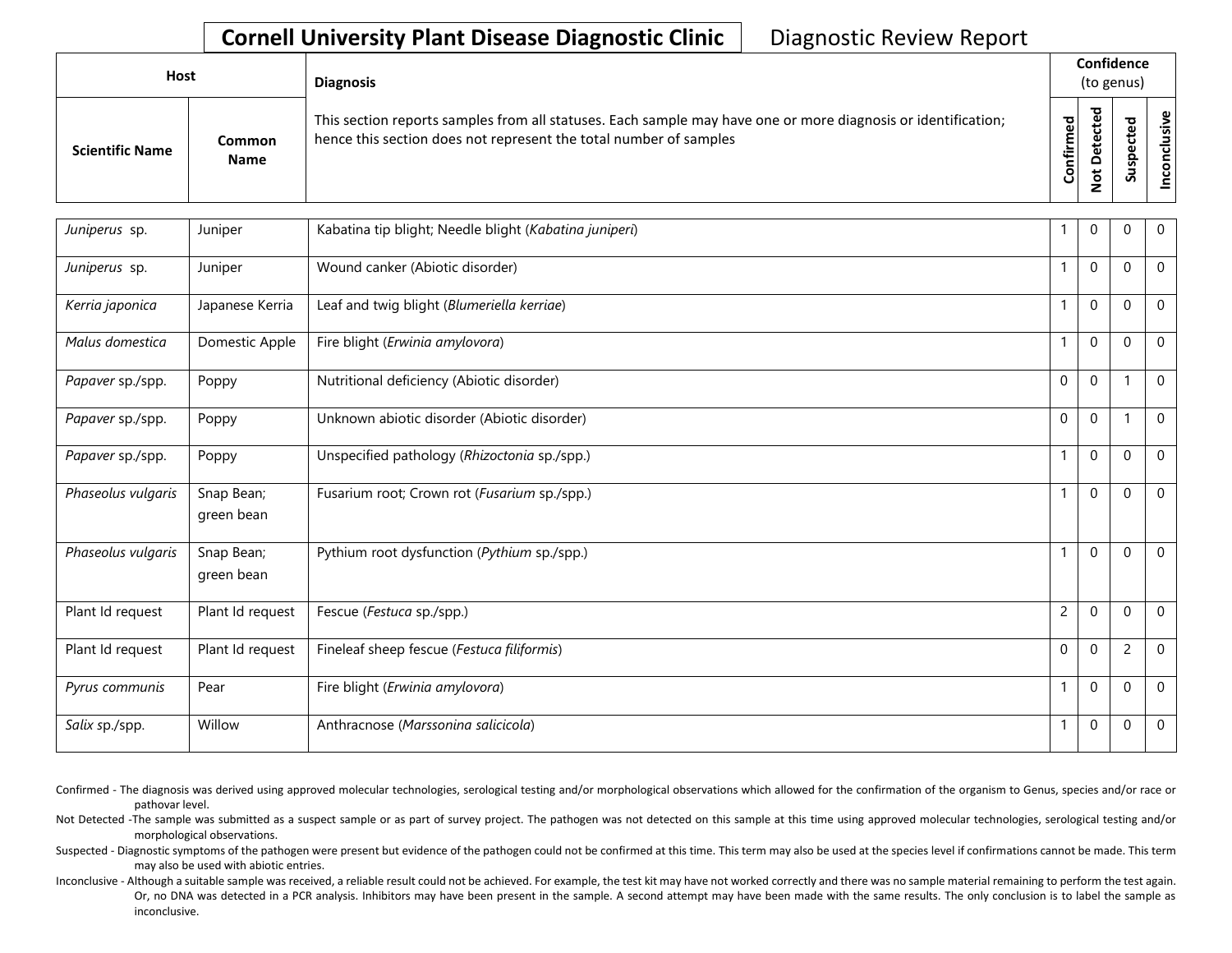**Cornell University Plant Disease Diagnostic Clinic** Diagnostic Review Report

| Host | | Diagnosis | Confidence (to genus) | | | |
|---|---|---|---|---|---|---|
| **Scientific Name** | **Common Name** | This section reports samples from all statuses. Each sample may have one or more diagnosis or identification; hence this section does not represent the total number of samples | **Confirmed** | **Not Detected** | **Suspected** | **Inconclusive** |
| *Juniperus* sp. | Juniper | Kabatina tip blight; Needle blight (*Kabatina juniperi*) | 1 | 0 | 0 | 0 |
| *Juniperus* sp. | Juniper | Wound canker (Abiotic disorder) | 1 | 0 | 0 | 0 |
| *Kerria japonica* | Japanese Kerria | Leaf and twig blight (*Blumeriella kerriae*) | 1 | 0 | 0 | 0 |
| *Malus domestica* | Domestic Apple | Fire blight (*Erwinia amylovora*) | 1 | 0 | 0 | 0 |
| *Papaver* sp./spp. | Poppy | Nutritional deficiency (Abiotic disorder) | 0 | 0 | 1 | 0 |
| *Papaver* sp./spp. | Poppy | Unknown abiotic disorder (Abiotic disorder) | 0 | 0 | 1 | 0 |
| *Papaver* sp./spp. | Poppy | Unspecified pathology (*Rhizoctonia* sp./spp.) | 1 | 0 | 0 | 0 |
| *Phaseolus vulgaris* | Snap Bean; green bean | Fusarium root; Crown rot (*Fusarium* sp./spp.) | 1 | 0 | 0 | 0 |
| *Phaseolus vulgaris* | Snap Bean; green bean | Pythium root dysfunction (*Pythium* sp./spp.) | 1 | 0 | 0 | 0 |
| Plant Id request | Plant Id request | Fescue (*Festuca* sp./spp.) | 2 | 0 | 0 | 0 |
| Plant Id request | Plant Id request | Fineleaf sheep fescue (*Festuca filiformis*) | 0 | 0 | 2 | 0 |
| *Pyrus communis* | Pear | Fire blight (*Erwinia amylovora*) | 1 | 0 | 0 | 0 |
| *Salix* sp./spp. | Willow | Anthracnose (*Marssonina salicicola*) | 1 | 0 | 0 | 0 |

Confirmed - The diagnosis was derived using approved molecular technologies, serological testing and/or morphological observations which allowed for the confirmation of the organism to Genus, species and/or race or pathovar level.

Not Detected -The sample was submitted as a suspect sample or as part of survey project. The pathogen was not detected on this sample at this time using approved molecular technologies, serological testing and/or morphological observations.

Suspected - Diagnostic symptoms of the pathogen were present but evidence of the pathogen could not be confirmed at this time. This term may also be used at the species level if confirmations cannot be made. This term may also be used with abiotic entries.

Inconclusive - Although a suitable sample was received, a reliable result could not be achieved. For example, the test kit may have not worked correctly and there was no sample material remaining to perform the test again. Or, no DNA was detected in a PCR analysis. Inhibitors may have been present in the sample. A second attempt may have been made with the same results. The only conclusion is to label the sample as inconclusive.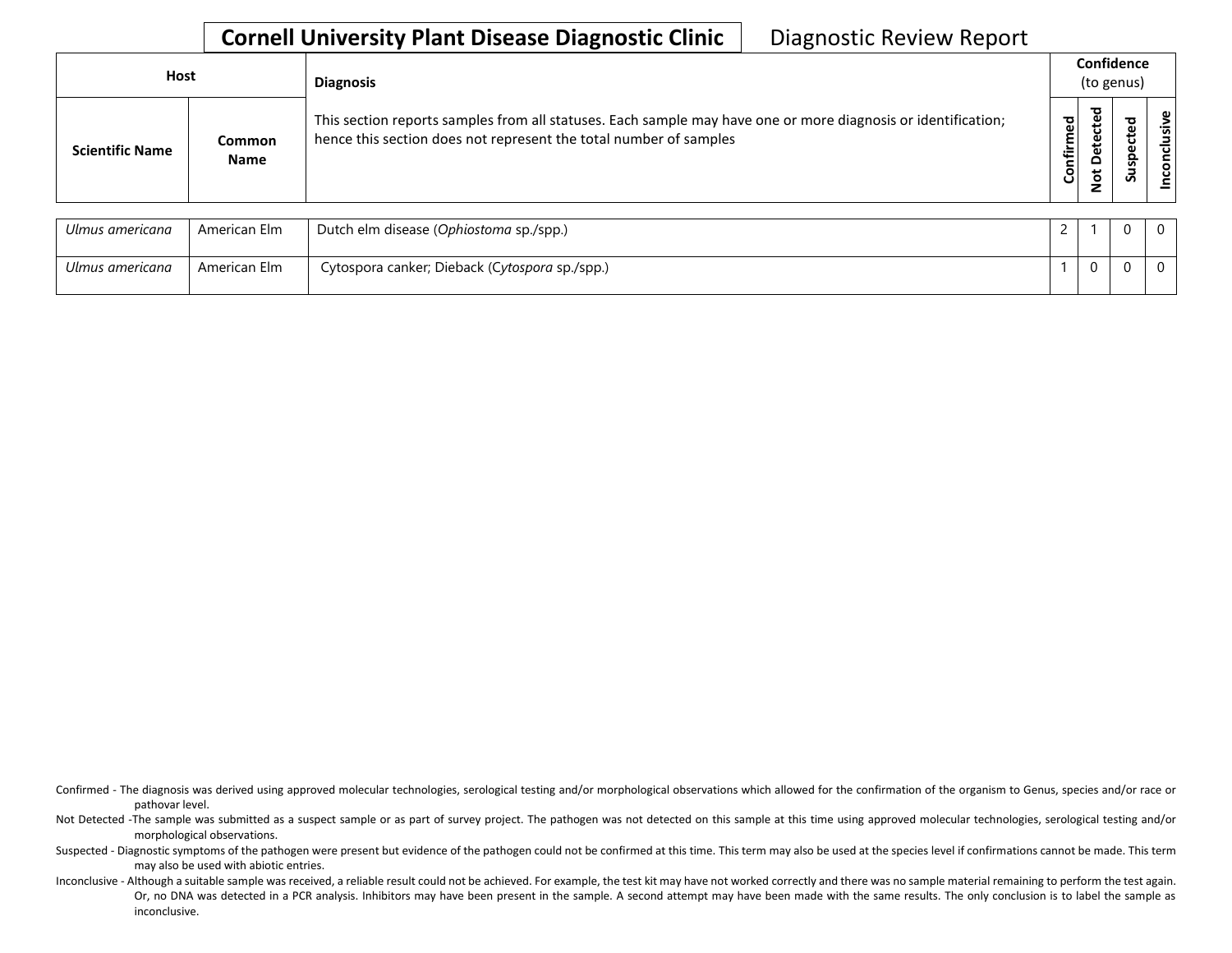**Cornell University Plant Disease Diagnostic Clinic** Diagnostic Review Report

| Host | | Diagnosis | Confidence (to genus) | | | |
|---|---|---|---|---|---|---|
| Scientific Name | Common Name | This section reports samples from all statuses. Each sample may have one or more diagnosis or identification; hence this section does not represent the total number of samples | Confirmed | Not Detected | Suspected | Inconclusive |
| *Ulmus americana* | American Elm | Dutch elm disease (*Ophiostoma* sp./spp.) | 2 | 1 | 0 | 0 |
| *Ulmus americana* | American Elm | Cytospora canker; Dieback (*Cytospora* sp./spp.) | 1 | 0 | 0 | 0 |

Confirmed - The diagnosis was derived using approved molecular technologies, serological testing and/or morphological observations which allowed for the confirmation of the organism to Genus, species and/or race or pathovar level.

Not Detected -The sample was submitted as a suspect sample or as part of survey project. The pathogen was not detected on this sample at this time using approved molecular technologies, serological testing and/or morphological observations.

Suspected - Diagnostic symptoms of the pathogen were present but evidence of the pathogen could not be confirmed at this time. This term may also be used at the species level if confirmations cannot be made. This term may also be used with abiotic entries.

Inconclusive - Although a suitable sample was received, a reliable result could not be achieved. For example, the test kit may have not worked correctly and there was no sample material remaining to perform the test again. Or, no DNA was detected in a PCR analysis. Inhibitors may have been present in the sample. A second attempt may have been made with the same results. The only conclusion is to label the sample as inconclusive.